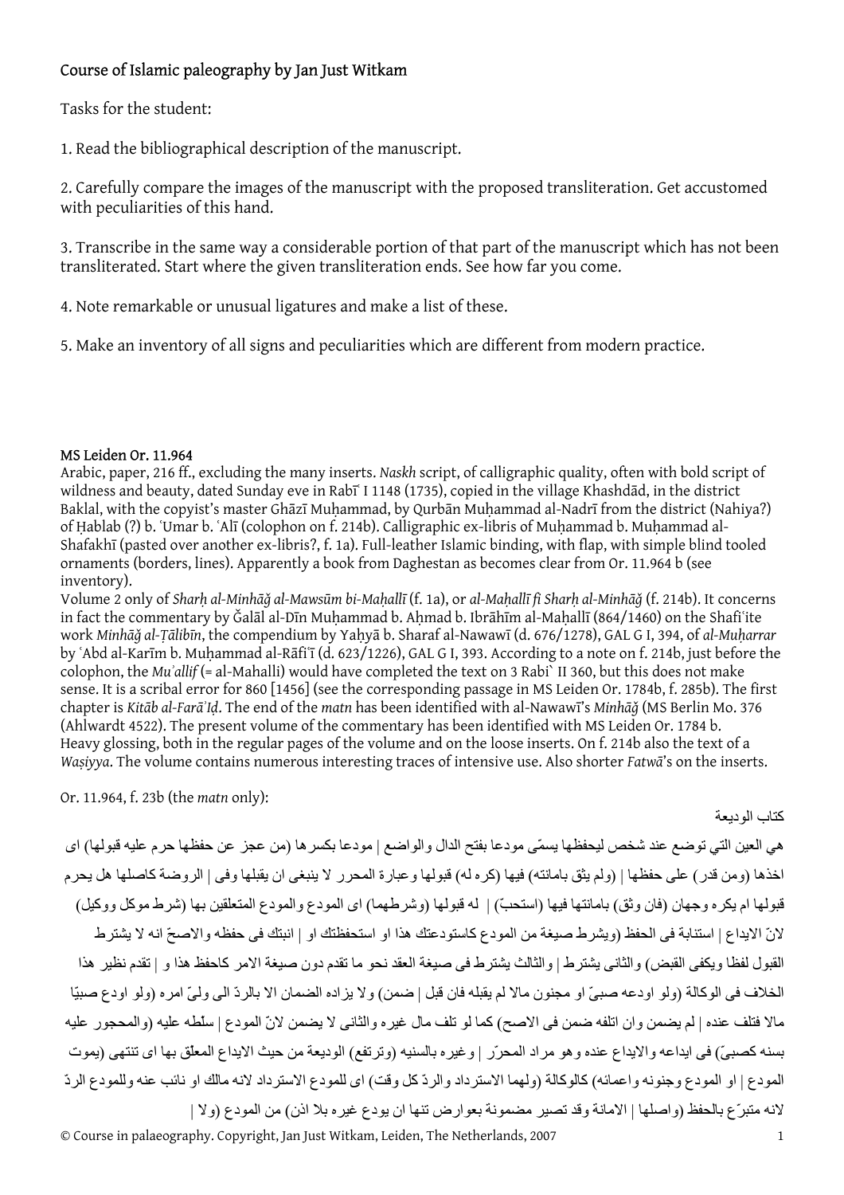# Course of Islamic paleography by Jan Just Witkam

Tasks for the student:

1. Read the bibliographical description of the manuscript.

2. Carefully compare the images of the manuscript with the proposed transliteration. Get accustomed with peculiarities of this hand.

3. Transcribe in the same way a considerable portion of that part of the manuscript which has not been transliterated. Start where the given transliteration ends. See how far you come.

4. Note remarkable or unusual ligatures and make a list of these.

5. Make an inventory of all signs and peculiarities which are different from modern practice.

## MS Leiden Or. 11.964

Arabic, paper, 216 ff., excluding the many inserts. *Naskh* script, of calligraphic quality, often with bold script of wildness and beauty, dated Sunday eve in Rabīʿ I 1148 (1735), copied in the village Khashdād, in the district Baklal, with the copyist's master Ghāzī Muḥammad, by Qurbān Muḥammad al-Nadrī from the district (Nahiya?) of Ḥablab (?) b. ʿUmar b. ʿAlī (colophon on f. 214b). Calligraphic ex-libris of Muḥammad b. Muḥammad al-Shafakhī (pasted over another ex-libris?, f. 1a). Full-leather Islamic binding, with flap, with simple blind tooled ornaments (borders, lines). Apparently a book from Daghestan as becomes clear from Or. 11.964 b (see inventory).

Volume 2 only of *Sharḥ al-Minhāǧ al-Mawsūm bi-Maḥallī* (f. 1a), or *al-Maḥallī fi Sharḥ al-Minhāǧ* (f. 214b). It concerns in fact the commentary by Ǧalāl al-Dīn Muḥammad b. Aḥmad b. Ibrāhīm al-Maḥallī (864/1460) on the Shafiʿite work *Minhāǧ al-Ṭālibīn*, the compendium by Yaḥyā b. Sharaf al-Nawawī (d. 676/1278), GAL G I, 394, of *al-Muḥarrar* by ʿAbd al-Karīm b. Muḥammad al-Rāfiʿī (d. 623/1226), GAL G I, 393. According to a note on f. 214b, just before the colophon, the *Muʾallif* (= al-Mahalli) would have completed the text on 3 Rabi` II 360, but this does not make sense. It is a scribal error for 860 [1456] (see the corresponding passage in MS Leiden Or. 1784b, f. 285b). The first chapter is *Kitāb al-Farāʾiḍ*. The end of the *matn* has been identified with al-Nawawī's *Minhāǧ* (MS Berlin Mo. 376 (Ahlwardt 4522). The present volume of the commentary has been identified with MS Leiden Or. 1784 b. Heavy glossing, both in the regular pages of the volume and on the loose inserts. On f. 214b also the text of a *Waṣiyya*. The volume contains numerous interesting traces of intensive use. Also shorter *Fatwā*'s on the inserts.

Or. 11.964, f. 23b (the *matn* only):

كتاب الوديعة

هي العين التي توضع عند شخص ليحفظها يسمّى مودعا بفتح الدال والواضع | مودعا بكسرها (من عجز عن حفظها حرم عليه قبولها) اى اخذها (ومن قدر) على حفظها | (ولم يثق بامانته) فيها (كره له) قبولها وعبارة المحرر لا ينبغى ان يقبلها وفى | الروضة كاصلها هل يحرم قبولها ام يكره وجهان (فان وثق) بامانتها فيها (استحبّ) | له قبولها (وشرطهما) اى المودع والمودع المتعلقين بها (شرط موكل ووكيل) لانّ الايداع | استنابة فى الحفظ (ويشرط صيغة من المودع كاستودعتك هذا او استحفظتك او | انبتك فى حفظه والاصحّ انه لا يشترط القبول لفظا ويكفى القبض) والثانى يشترط | والثالث يشترط فى صيغة العقد نحو ما تقدم دون صيغة الامر كاحفظ هذا و | تقدم نظير هذا الخلاف فى الوكالة (ولو اودعه صبىّ او مجنون مالا لم يقبله فان قبل | ضمن) ولا يزاده الضمان الا بالردّ الى ولىّ امره (ولو اودع صبيّا مالا فتلف عنده | لم يضمن وان اتلفه ضمن فى الاصح) كما لو تلف مال غيره والثانى لا يضمن لانّ المودع | سلّطه عليه (والمحجور عليه بسنه كصبىّ) فى ايداعه والايداع عنده وهو مراد المحرّر | وغيره بالسنيه (وترتفع) الوديعة من حيث الايداع المعلّق بها اى تنتهى (بموت المودع | او المودع وجنونه واعمائه) كالوكالة (ولهما الاسترداد والردّ كل وقت) اى للمودع الاسترداد لانه مالك او نائب عنه وللمودع الردّ لانه متبرّع بالحفظ (واصلها | الامانة وقد تصير مضمونة بعوارض تنها ان يودع غيره بلا اذن) من المودع (ولا |

© Course in palaeography. Copyright, Jan Just Witkam, Leiden, The Netherlands, 2007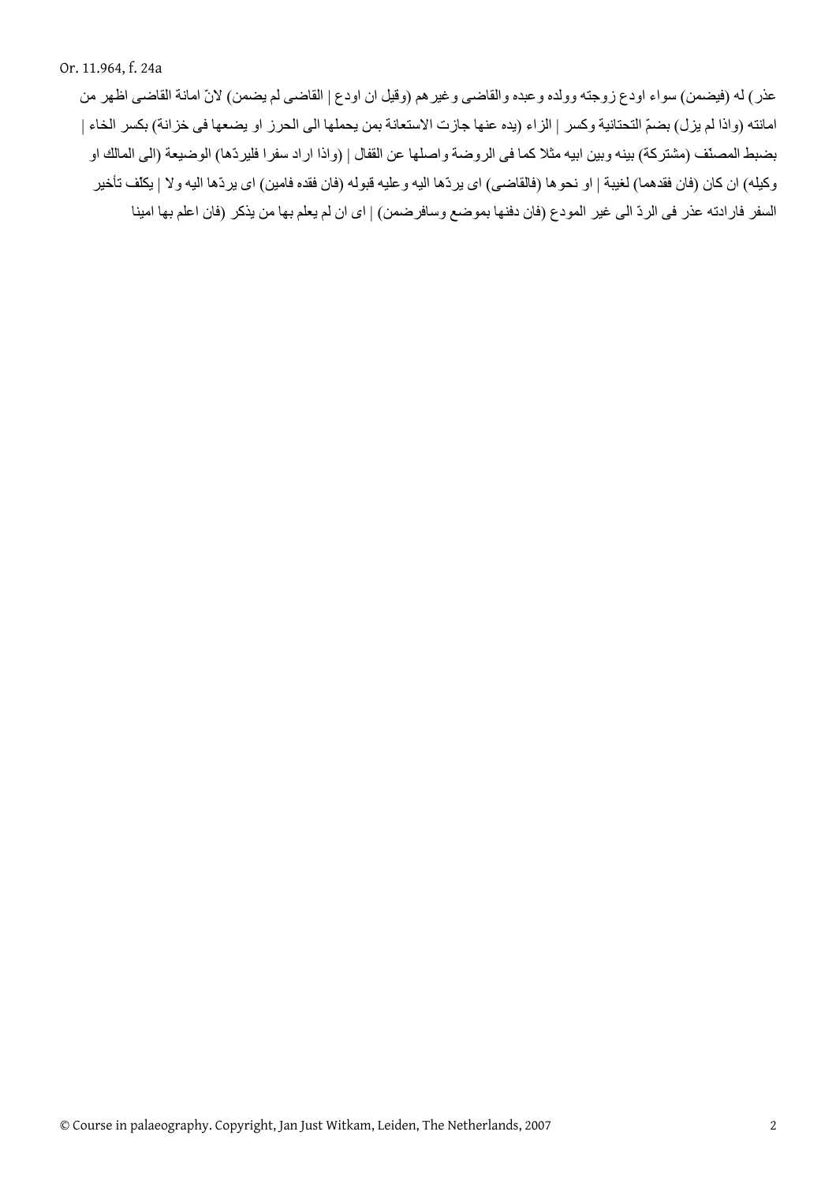Or. 11.964, f. 24a

عذر) له (فيضمن) سواء اودع زوجته وولده وعبده والقاضى وغيرهم (وقيل ان اودع | القاضى لم يضمن) لانّ امانة القاضى اظهر من امانته (واذا لم يزل) بضمّ التحتانية وكسر | الزاء (يده عنها جازت الاستعانة بمن يحملها الى الحرز او يضعها فى خزانة) بكسر الخاء | بضبط المصنّف (مشتركة) بينه وبين ابيه مثلا كما فى الروضة واصلها عن القفال | (واذا اراد سفرا فليردّها) الوضيعة (الى المالك او وكيله) ان كان (فان فقدهما) لغيبة | او نحوها (فالقاضى) اى يردّها اليه وعليه قبوله (فان فقده فامين) اى يردّها اليه ولا | يكلّف تأخير السفر فارادته عذر فى الردّ الى غير المودع (فان دفنها بموضع وسافرضمن) | اى ان لم يعلم بها من يذكر (فان اعلم بها امينا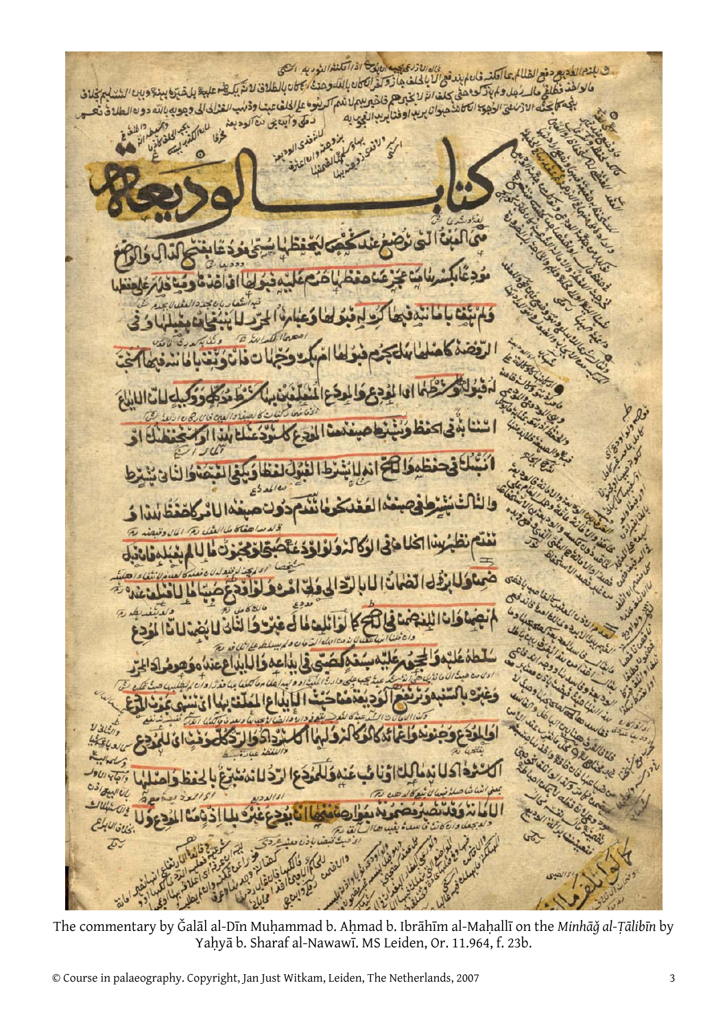The commentary by Ǧalāl al-Dīn Muḥammad b. Aḥmad b. Ibrāhīm al-Maḥallī on the *Minhāǧ al-Ṭālibīn* by Yaḥyā b. Sharaf al-Nawawī. MS Leiden, Or. 11.964, f. 23b.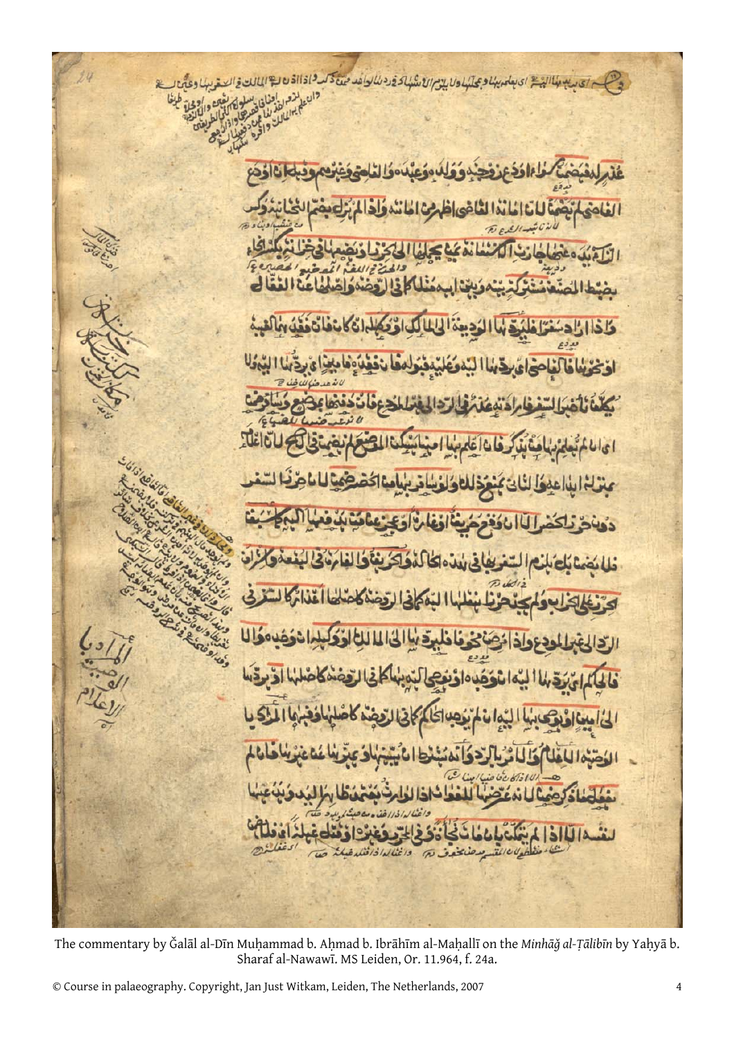The commentary by Ǧalāl al-Dīn Muḥammad b. Aḥmad b. Ibrāhīm al-Maḥallī on the *Minhāǧ al-Ṭālibīn* by Yaḥyā b. Sharaf al-Nawawī. MS Leiden, Or. 11.964, f. 24a.

© Course in palaeography. Copyright, Jan Just Witkam, Leiden, The Netherlands, 2007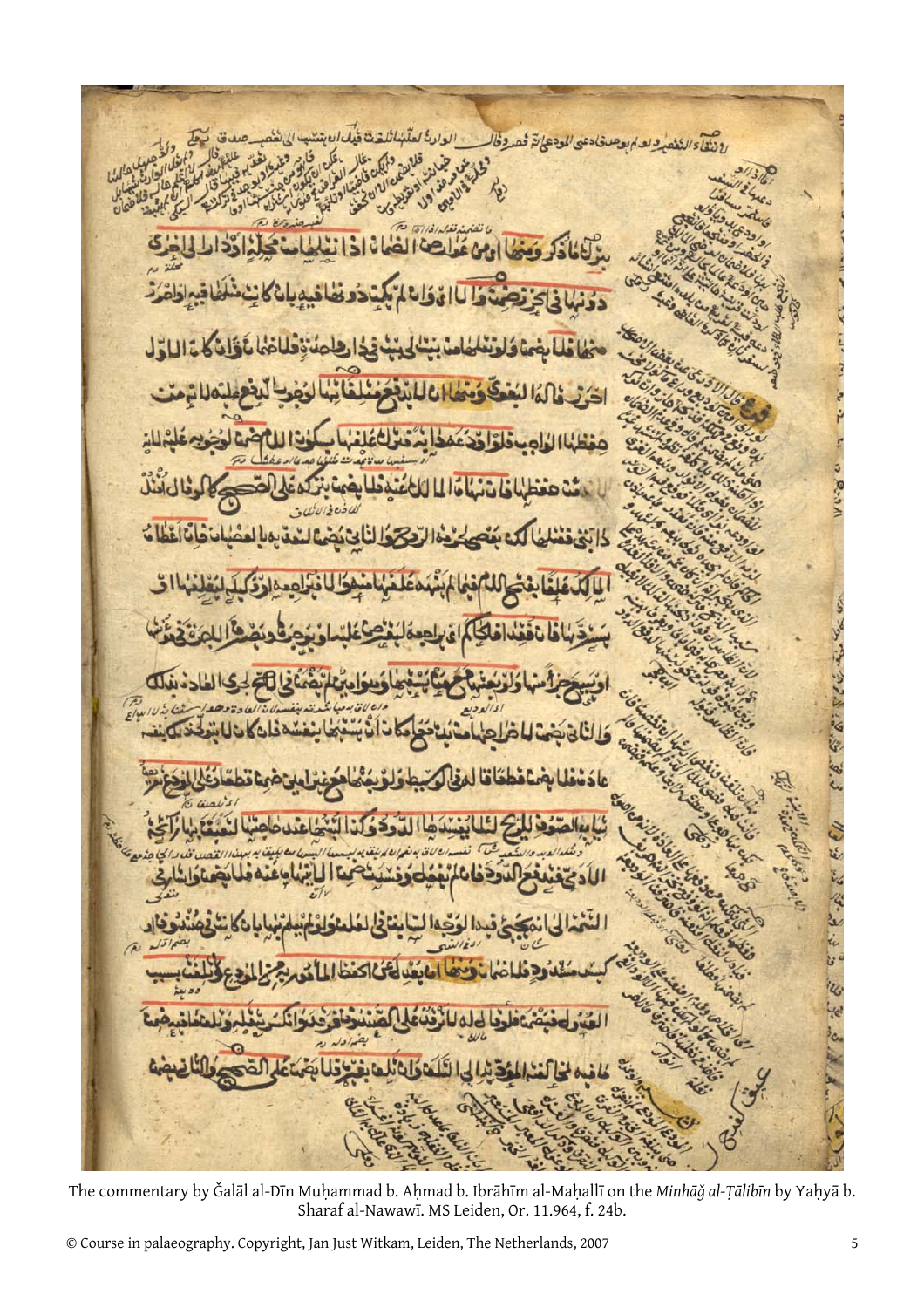The commentary by Ǧalāl al-Dīn Muḥammad b. Aḥmad b. Ibrāhīm al-Maḥallī on the *Minhāǧ al-Ṭālibīn* by Yaḥyā b. Sharaf al-Nawawī. MS Leiden, Or. 11.964, f. 24b.